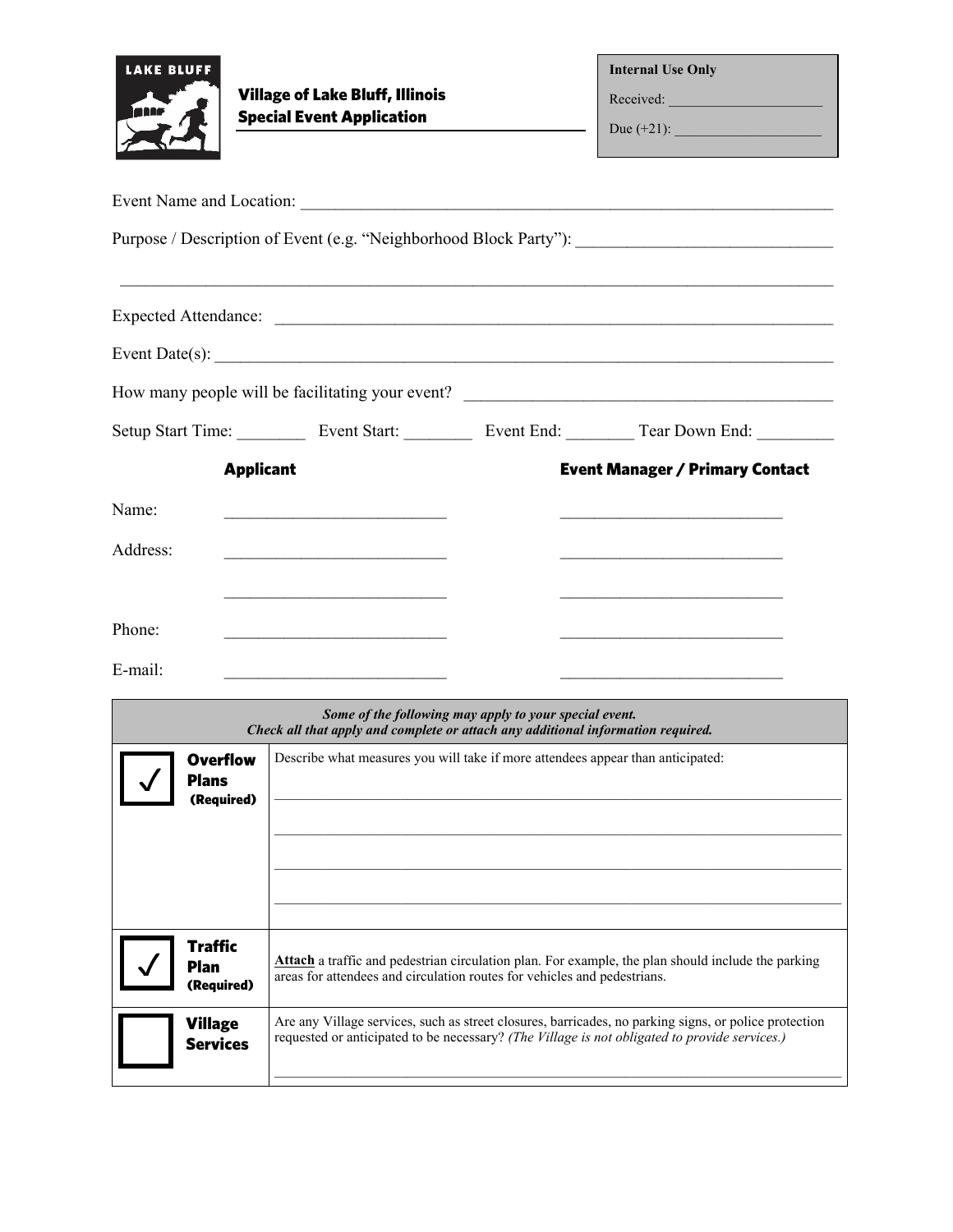**LAKE BLUFF**

## Village of Lake Bluff, Illinois
## Special Event Application

**Internal Use Only**

Received: ______________________

Due (+21): ______________________

Event Name and Location: ____________________________________________________________

Purpose / Description of Event (e.g. "Neighborhood Block Party"): ____________________________

______________________________________________________________________________

Expected Attendance: ________________________________________________________________

Event Date(s): _____________________________________________________________________

How many people will be facilitating your event? ______________________________________

Setup Start Time: ________ Event Start: ________ Event End: ________ Tear Down End: _________

| | **Applicant** | **Event Manager / Primary Contact** |
|---|---|---|
| Name: | __________________________ | __________________________ |
| Address: | __________________________ | __________________________ |
| | __________________________ | __________________________ |
| Phone: | __________________________ | __________________________ |
| E-mail: | __________________________ | __________________________ |

| *Some of the following may apply to your special event. Check all that apply and complete or attach any additional information required.* | |
|---|---|
| ☑ **Overflow Plans (Required)** | Describe what measures you will take if more attendees appear than anticipated: ______________________________ ______________________________ ______________________________ ______________________________ |
| ☑ **Traffic Plan (Required)** | **Attach** a traffic and pedestrian circulation plan. For example, the plan should include the parking areas for attendees and circulation routes for vehicles and pedestrians. |
| ☐ **Village Services** | Are any Village services, such as street closures, barricades, no parking signs, or police protection requested or anticipated to be necessary? *(The Village is not obligated to provide services.)* ______________________________ |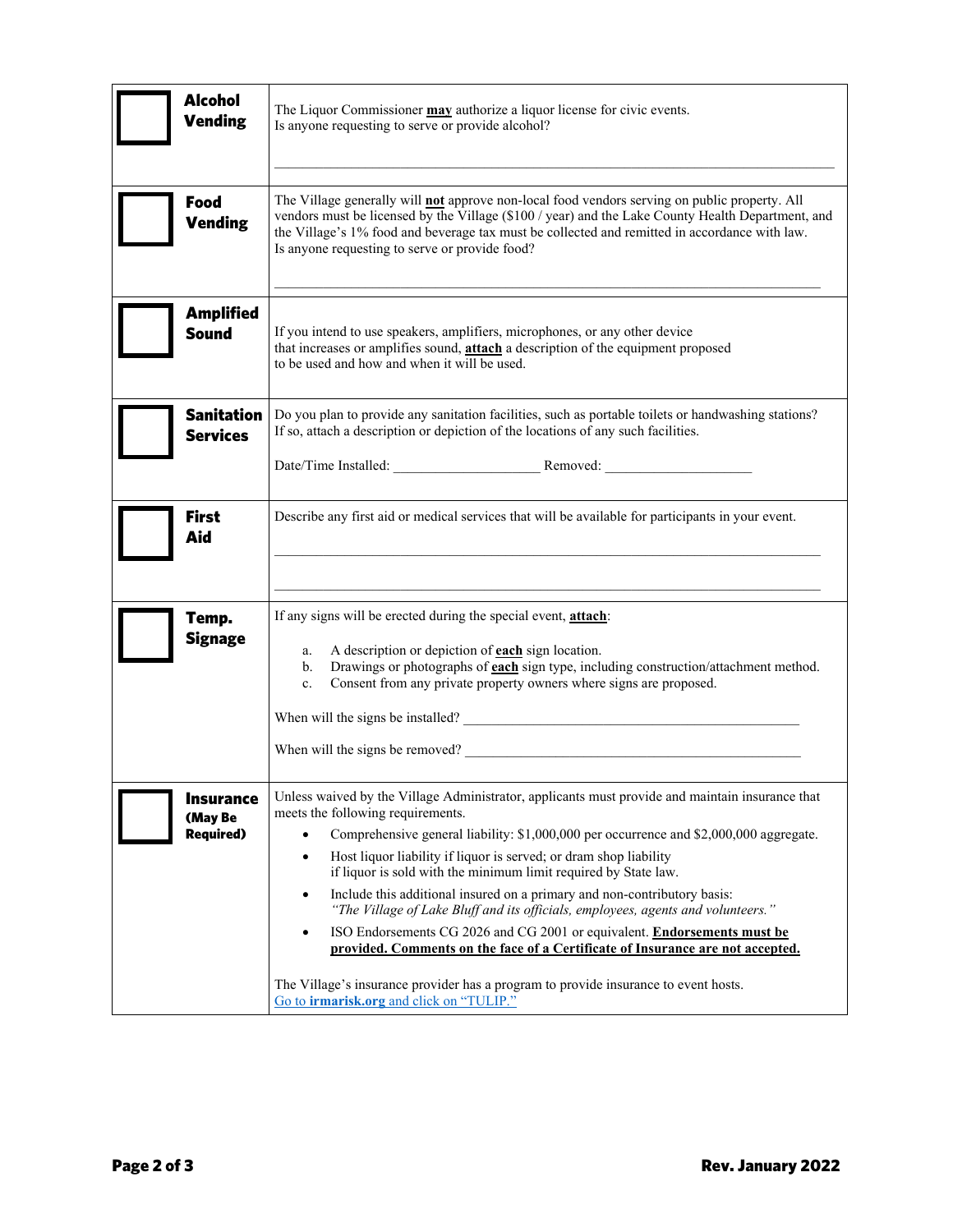| | |
|---|---|
| ☐ **Alcohol Vending** | The Liquor Commissioner **may** authorize a liquor license for civic events.<br>Is anyone requesting to serve or provide alcohol?<br><br>\_\_\_\_\_\_\_\_\_\_\_\_\_\_\_\_\_\_\_\_\_\_\_\_\_\_\_\_\_\_\_\_\_\_\_\_\_\_\_\_\_\_\_\_\_\_\_\_\_\_\_\_ |
| ☐ **Food Vending** | The Village generally will **not** approve non-local food vendors serving on public property. All vendors must be licensed by the Village ($100 / year) and the Lake County Health Department, and the Village's 1% food and beverage tax must be collected and remitted in accordance with law.<br>Is anyone requesting to serve or provide food?<br><br>\_\_\_\_\_\_\_\_\_\_\_\_\_\_\_\_\_\_\_\_\_\_\_\_\_\_\_\_\_\_\_\_\_\_\_\_\_\_\_\_\_\_\_\_\_\_\_\_\_\_\_\_ |
| ☐ **Amplified Sound** | If you intend to use speakers, amplifiers, microphones, or any other device that increases or amplifies sound, **attach** a description of the equipment proposed to be used and how and when it will be used. |
| ☐ **Sanitation Services** | Do you plan to provide any sanitation facilities, such as portable toilets or handwashing stations? If so, attach a description or depiction of the locations of any such facilities.<br><br>Date/Time Installed: \_\_\_\_\_\_\_\_\_\_\_\_\_\_\_\_\_\_\_\_ Removed: \_\_\_\_\_\_\_\_\_\_\_\_\_\_\_\_\_\_\_\_ |
| ☐ **First Aid** | Describe any first aid or medical services that will be available for participants in your event.<br><br>\_\_\_\_\_\_\_\_\_\_\_\_\_\_\_\_\_\_\_\_\_\_\_\_\_\_\_\_\_\_\_\_\_\_\_\_\_\_\_\_\_\_\_\_\_\_\_\_\_\_\_\_<br><br>\_\_\_\_\_\_\_\_\_\_\_\_\_\_\_\_\_\_\_\_\_\_\_\_\_\_\_\_\_\_\_\_\_\_\_\_\_\_\_\_\_\_\_\_\_\_\_\_\_\_\_\_ |
| ☐ **Temp. Signage** | If any signs will be erected during the special event, **attach**:<br><br>a. A description or depiction of **each** sign location.<br>b. Drawings or photographs of **each** sign type, including construction/attachment method.<br>c. Consent from any private property owners where signs are proposed.<br><br>When will the signs be installed? \_\_\_\_\_\_\_\_\_\_\_\_\_\_\_\_\_\_\_\_\_\_\_\_\_\_\_\_\_\_\_\_\_\_\_\_\_\_<br><br>When will the signs be removed? \_\_\_\_\_\_\_\_\_\_\_\_\_\_\_\_\_\_\_\_\_\_\_\_\_\_\_\_\_\_\_\_\_\_\_\_\_\_ |
| ☐ **Insurance (May Be Required)** | Unless waived by the Village Administrator, applicants must provide and maintain insurance that meets the following requirements.<br>• Comprehensive general liability: $1,000,000 per occurrence and $2,000,000 aggregate.<br>• Host liquor liability if liquor is served; or dram shop liability if liquor is sold with the minimum limit required by State law.<br>• Include this additional insured on a primary and non-contributory basis: *"The Village of Lake Bluff and its officials, employees, agents and volunteers."*<br>• ISO Endorsements CG 2026 and CG 2001 or equivalent. **Endorsements must be provided. Comments on the face of a Certificate of Insurance are not accepted.**<br><br>The Village's insurance provider has a program to provide insurance to event hosts.<br>Go to **irmarisk.org** and click on "TULIP." |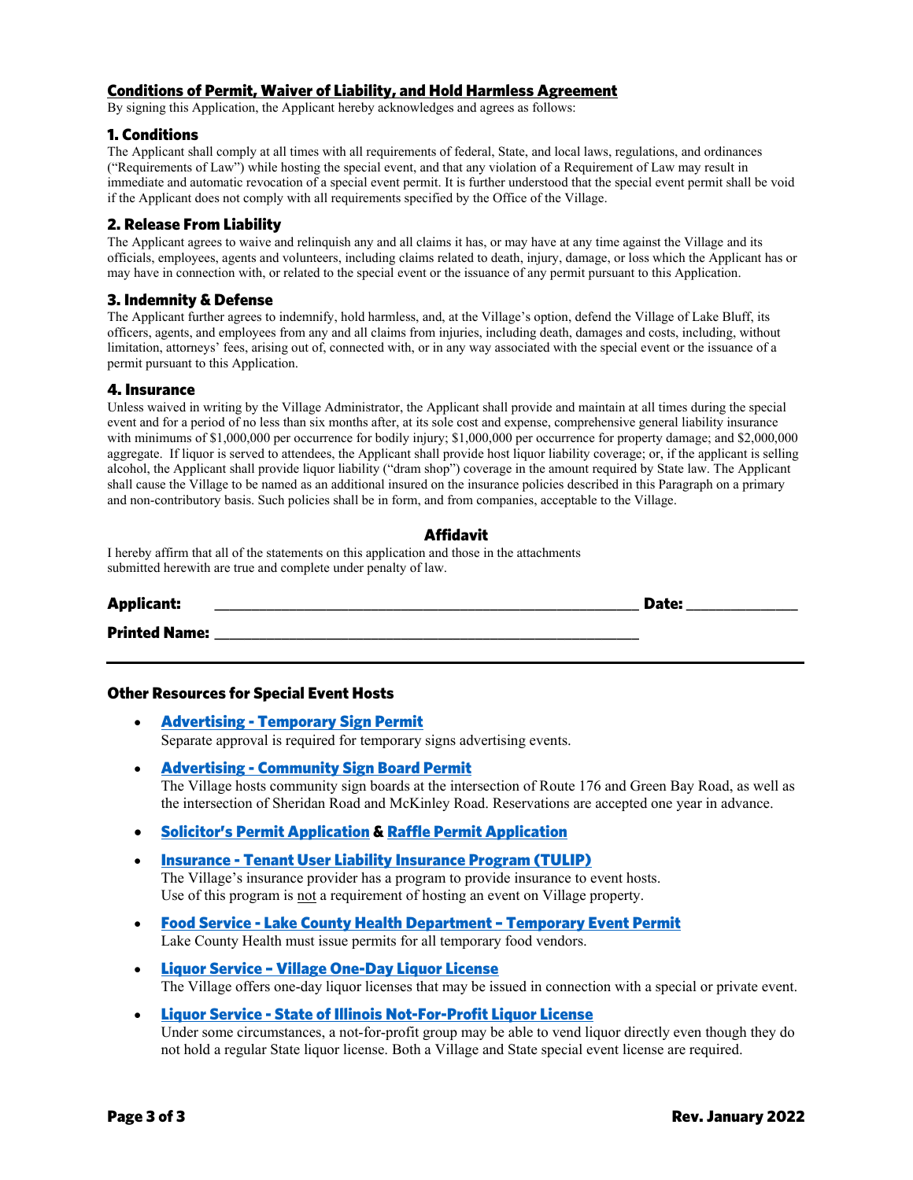## Conditions of Permit, Waiver of Liability, and Hold Harmless Agreement

By signing this Application, the Applicant hereby acknowledges and agrees as follows:

### 1. Conditions

The Applicant shall comply at all times with all requirements of federal, State, and local laws, regulations, and ordinances ("Requirements of Law") while hosting the special event, and that any violation of a Requirement of Law may result in immediate and automatic revocation of a special event permit. It is further understood that the special event permit shall be void if the Applicant does not comply with all requirements specified by the Office of the Village.

### 2. Release From Liability

The Applicant agrees to waive and relinquish any and all claims it has, or may have at any time against the Village and its officials, employees, agents and volunteers, including claims related to death, injury, damage, or loss which the Applicant has or may have in connection with, or related to the special event or the issuance of any permit pursuant to this Application.

### 3. Indemnity & Defense

The Applicant further agrees to indemnify, hold harmless, and, at the Village's option, defend the Village of Lake Bluff, its officers, agents, and employees from any and all claims from injuries, including death, damages and costs, including, without limitation, attorneys' fees, arising out of, connected with, or in any way associated with the special event or the issuance of a permit pursuant to this Application.

### 4. Insurance

Unless waived in writing by the Village Administrator, the Applicant shall provide and maintain at all times during the special event and for a period of no less than six months after, at its sole cost and expense, comprehensive general liability insurance with minimums of $1,000,000 per occurrence for bodily injury; $1,000,000 per occurrence for property damage; and $2,000,000 aggregate. If liquor is served to attendees, the Applicant shall provide host liquor liability coverage; or, if the applicant is selling alcohol, the Applicant shall provide liquor liability ("dram shop") coverage in the amount required by State law. The Applicant shall cause the Village to be named as an additional insured on the insurance policies described in this Paragraph on a primary and non-contributory basis. Such policies shall be in form, and from companies, acceptable to the Village.

### Affidavit

I hereby affirm that all of the statements on this application and those in the attachments submitted herewith are true and complete under penalty of law.

**Applicant:** ______________________________________________ **Date:** ____________

**Printed Name:** ______________________________________________

---

### Other Resources for Special Event Hosts

- **Advertising - Temporary Sign Permit**
  Separate approval is required for temporary signs advertising events.
- **Advertising - Community Sign Board Permit**
  The Village hosts community sign boards at the intersection of Route 176 and Green Bay Road, as well as the intersection of Sheridan Road and McKinley Road. Reservations are accepted one year in advance.
- **Solicitor's Permit Application** & **Raffle Permit Application**
- **Insurance - Tenant User Liability Insurance Program (TULIP)**
  The Village's insurance provider has a program to provide insurance to event hosts.
  Use of this program is not a requirement of hosting an event on Village property.
- **Food Service - Lake County Health Department – Temporary Event Permit**
  Lake County Health must issue permits for all temporary food vendors.
- **Liquor Service – Village One-Day Liquor License**
  The Village offers one-day liquor licenses that may be issued in connection with a special or private event.
- **Liquor Service - State of Illinois Not-For-Profit Liquor License**
  Under some circumstances, a not-for-profit group may be able to vend liquor directly even though they do not hold a regular State liquor license. Both a Village and State special event license are required.

Rev. January 2022